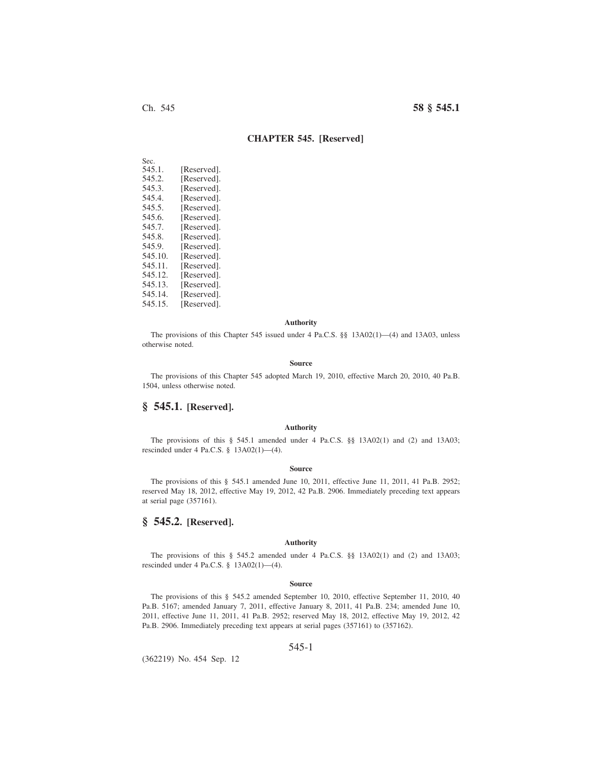# CHAPTER 545. [Reserved]

Sec.

| | |
|---|---|
| 545.1. | [Reserved]. |
| 545.2. | [Reserved]. |
| 545.3. | [Reserved]. |
| 545.4. | [Reserved]. |
| 545.5. | [Reserved]. |
| 545.6. | [Reserved]. |
| 545.7. | [Reserved]. |
| 545.8. | [Reserved]. |
| 545.9. | [Reserved]. |
| 545.10. | [Reserved]. |
| 545.11. | [Reserved]. |
| 545.12. | [Reserved]. |
| 545.13. | [Reserved]. |
| 545.14. | [Reserved]. |
| 545.15. | [Reserved]. |

**Authority**

The provisions of this Chapter 545 issued under 4 Pa.C.S. §§ 13A02(1)—(4) and 13A03, unless otherwise noted.

**Source**

The provisions of this Chapter 545 adopted March 19, 2010, effective March 20, 2010, 40 Pa.B. 1504, unless otherwise noted.

## § 545.1. [Reserved].

**Authority**

The provisions of this § 545.1 amended under 4 Pa.C.S. §§ 13A02(1) and (2) and 13A03; rescinded under 4 Pa.C.S. § 13A02(1)—(4).

**Source**

The provisions of this § 545.1 amended June 10, 2011, effective June 11, 2011, 41 Pa.B. 2952; reserved May 18, 2012, effective May 19, 2012, 42 Pa.B. 2906. Immediately preceding text appears at serial page (357161).

## § 545.2. [Reserved].

**Authority**

The provisions of this § 545.2 amended under 4 Pa.C.S. §§ 13A02(1) and (2) and 13A03; rescinded under 4 Pa.C.S. § 13A02(1)—(4).

**Source**

The provisions of this § 545.2 amended September 10, 2010, effective September 11, 2010, 40 Pa.B. 5167; amended January 7, 2011, effective January 8, 2011, 41 Pa.B. 234; amended June 10, 2011, effective June 11, 2011, 41 Pa.B. 2952; reserved May 18, 2012, effective May 19, 2012, 42 Pa.B. 2906. Immediately preceding text appears at serial pages (357161) to (357162).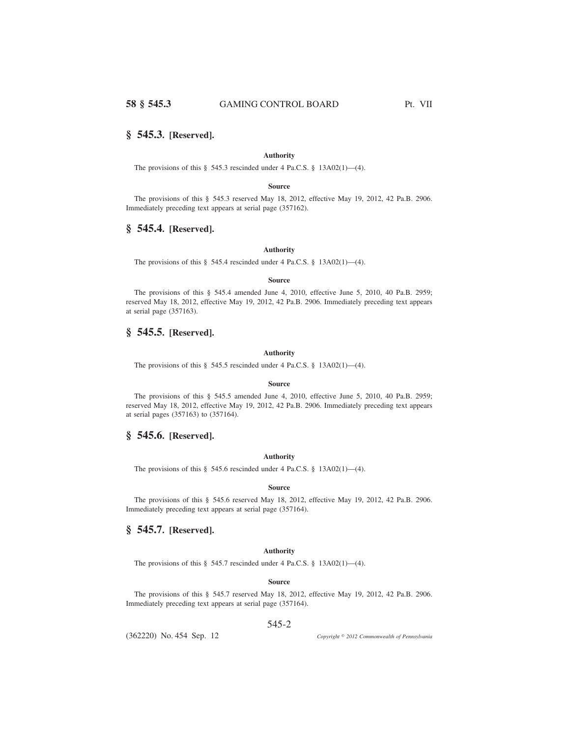## § 545.3. [Reserved].

#### Authority

The provisions of this § 545.3 rescinded under 4 Pa.C.S. § 13A02(1)—(4).

#### Source

The provisions of this § 545.3 reserved May 18, 2012, effective May 19, 2012, 42 Pa.B. 2906. Immediately preceding text appears at serial page (357162).

## § 545.4. [Reserved].

#### Authority

The provisions of this § 545.4 rescinded under 4 Pa.C.S. § 13A02(1)—(4).

#### Source

The provisions of this § 545.4 amended June 4, 2010, effective June 5, 2010, 40 Pa.B. 2959; reserved May 18, 2012, effective May 19, 2012, 42 Pa.B. 2906. Immediately preceding text appears at serial page (357163).

## § 545.5. [Reserved].

#### Authority

The provisions of this § 545.5 rescinded under 4 Pa.C.S. § 13A02(1)—(4).

#### Source

The provisions of this § 545.5 amended June 4, 2010, effective June 5, 2010, 40 Pa.B. 2959; reserved May 18, 2012, effective May 19, 2012, 42 Pa.B. 2906. Immediately preceding text appears at serial pages (357163) to (357164).

## § 545.6. [Reserved].

#### Authority

The provisions of this § 545.6 rescinded under 4 Pa.C.S. § 13A02(1)—(4).

#### Source

The provisions of this § 545.6 reserved May 18, 2012, effective May 19, 2012, 42 Pa.B. 2906. Immediately preceding text appears at serial page (357164).

## § 545.7. [Reserved].

#### Authority

The provisions of this § 545.7 rescinded under 4 Pa.C.S. § 13A02(1)—(4).

#### Source

The provisions of this § 545.7 reserved May 18, 2012, effective May 19, 2012, 42 Pa.B. 2906. Immediately preceding text appears at serial page (357164).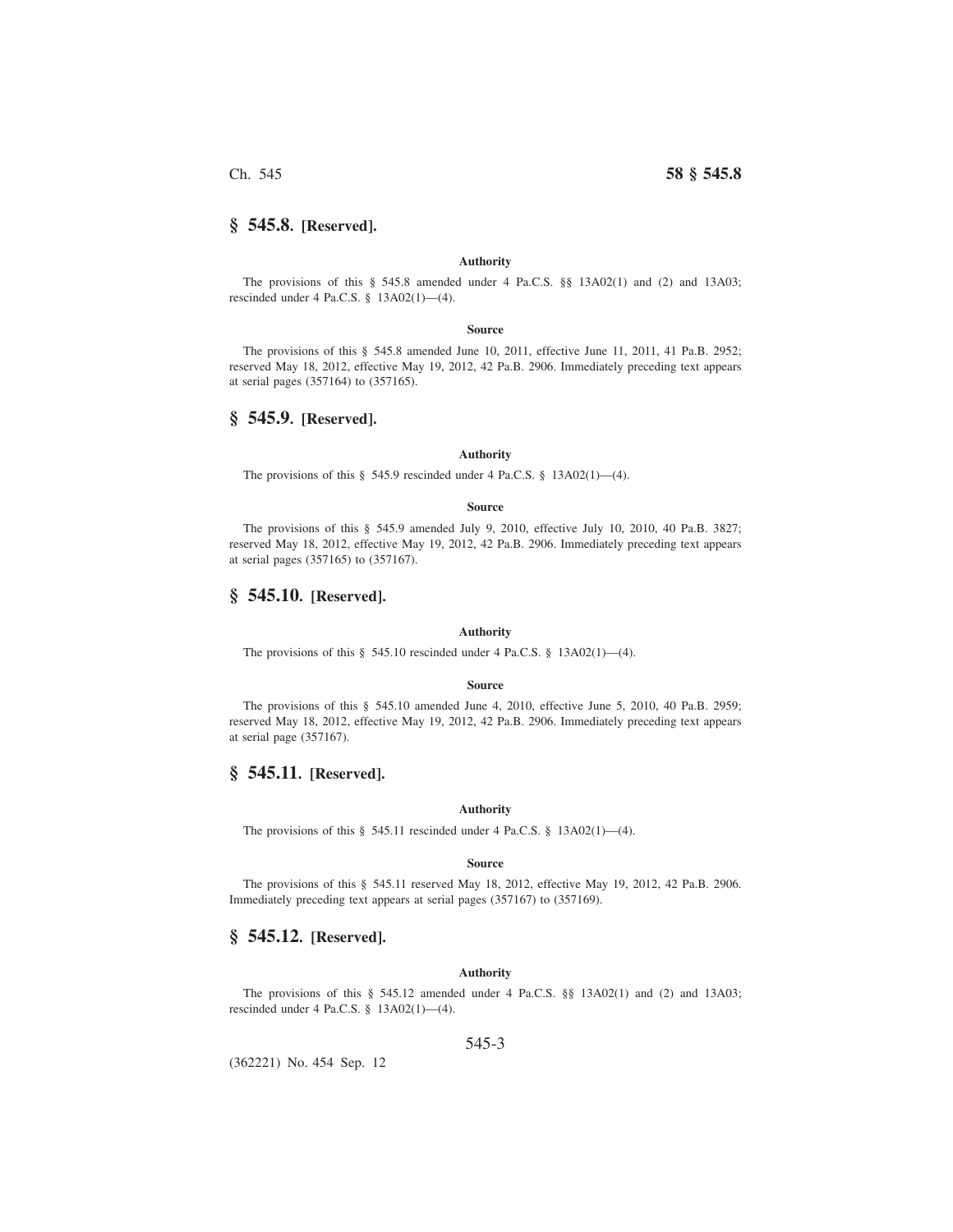## § 545.8. [Reserved].

**Authority**

The provisions of this § 545.8 amended under 4 Pa.C.S. §§ 13A02(1) and (2) and 13A03; rescinded under 4 Pa.C.S. § 13A02(1)—(4).

**Source**

The provisions of this § 545.8 amended June 10, 2011, effective June 11, 2011, 41 Pa.B. 2952; reserved May 18, 2012, effective May 19, 2012, 42 Pa.B. 2906. Immediately preceding text appears at serial pages (357164) to (357165).

## § 545.9. [Reserved].

**Authority**

The provisions of this § 545.9 rescinded under 4 Pa.C.S. § 13A02(1)—(4).

**Source**

The provisions of this § 545.9 amended July 9, 2010, effective July 10, 2010, 40 Pa.B. 3827; reserved May 18, 2012, effective May 19, 2012, 42 Pa.B. 2906. Immediately preceding text appears at serial pages (357165) to (357167).

## § 545.10. [Reserved].

**Authority**

The provisions of this § 545.10 rescinded under 4 Pa.C.S. § 13A02(1)—(4).

**Source**

The provisions of this § 545.10 amended June 4, 2010, effective June 5, 2010, 40 Pa.B. 2959; reserved May 18, 2012, effective May 19, 2012, 42 Pa.B. 2906. Immediately preceding text appears at serial page (357167).

## § 545.11. [Reserved].

**Authority**

The provisions of this § 545.11 rescinded under 4 Pa.C.S. § 13A02(1)—(4).

**Source**

The provisions of this § 545.11 reserved May 18, 2012, effective May 19, 2012, 42 Pa.B. 2906. Immediately preceding text appears at serial pages (357167) to (357169).

## § 545.12. [Reserved].

**Authority**

The provisions of this § 545.12 amended under 4 Pa.C.S. §§ 13A02(1) and (2) and 13A03; rescinded under 4 Pa.C.S. § 13A02(1)—(4).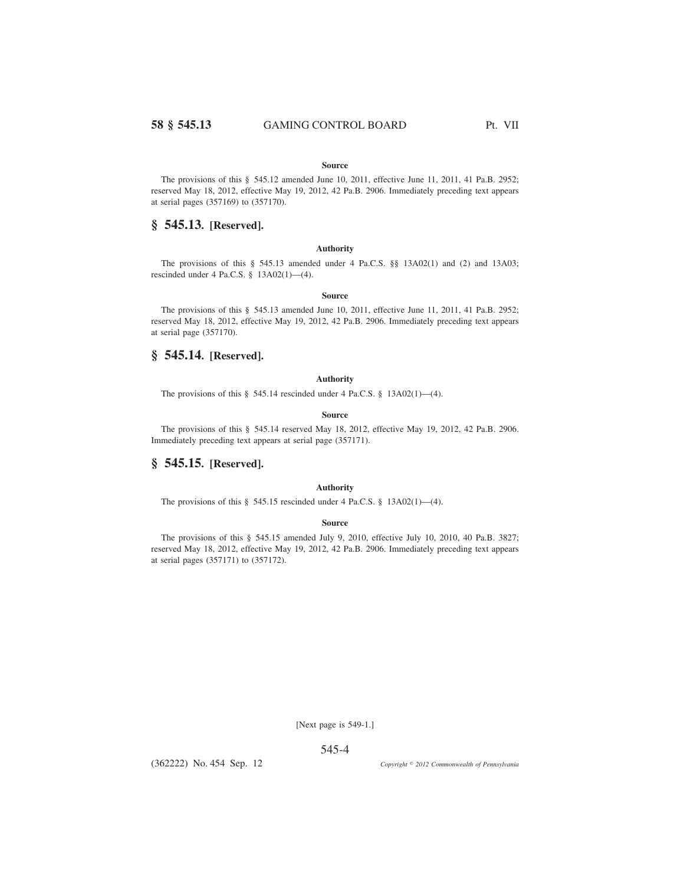#### Source

The provisions of this § 545.12 amended June 10, 2011, effective June 11, 2011, 41 Pa.B. 2952; reserved May 18, 2012, effective May 19, 2012, 42 Pa.B. 2906. Immediately preceding text appears at serial pages (357169) to (357170).

## § 545.13. [Reserved].

#### Authority

The provisions of this § 545.13 amended under 4 Pa.C.S. §§ 13A02(1) and (2) and 13A03; rescinded under 4 Pa.C.S. § 13A02(1)—(4).

#### Source

The provisions of this § 545.13 amended June 10, 2011, effective June 11, 2011, 41 Pa.B. 2952; reserved May 18, 2012, effective May 19, 2012, 42 Pa.B. 2906. Immediately preceding text appears at serial page (357170).

## § 545.14. [Reserved].

#### Authority

The provisions of this § 545.14 rescinded under 4 Pa.C.S. § 13A02(1)—(4).

#### Source

The provisions of this § 545.14 reserved May 18, 2012, effective May 19, 2012, 42 Pa.B. 2906. Immediately preceding text appears at serial page (357171).

## § 545.15. [Reserved].

#### Authority

The provisions of this § 545.15 rescinded under 4 Pa.C.S. § 13A02(1)—(4).

#### Source

The provisions of this § 545.15 amended July 9, 2010, effective July 10, 2010, 40 Pa.B. 3827; reserved May 18, 2012, effective May 19, 2012, 42 Pa.B. 2906. Immediately preceding text appears at serial pages (357171) to (357172).

[Next page is 549-1.]